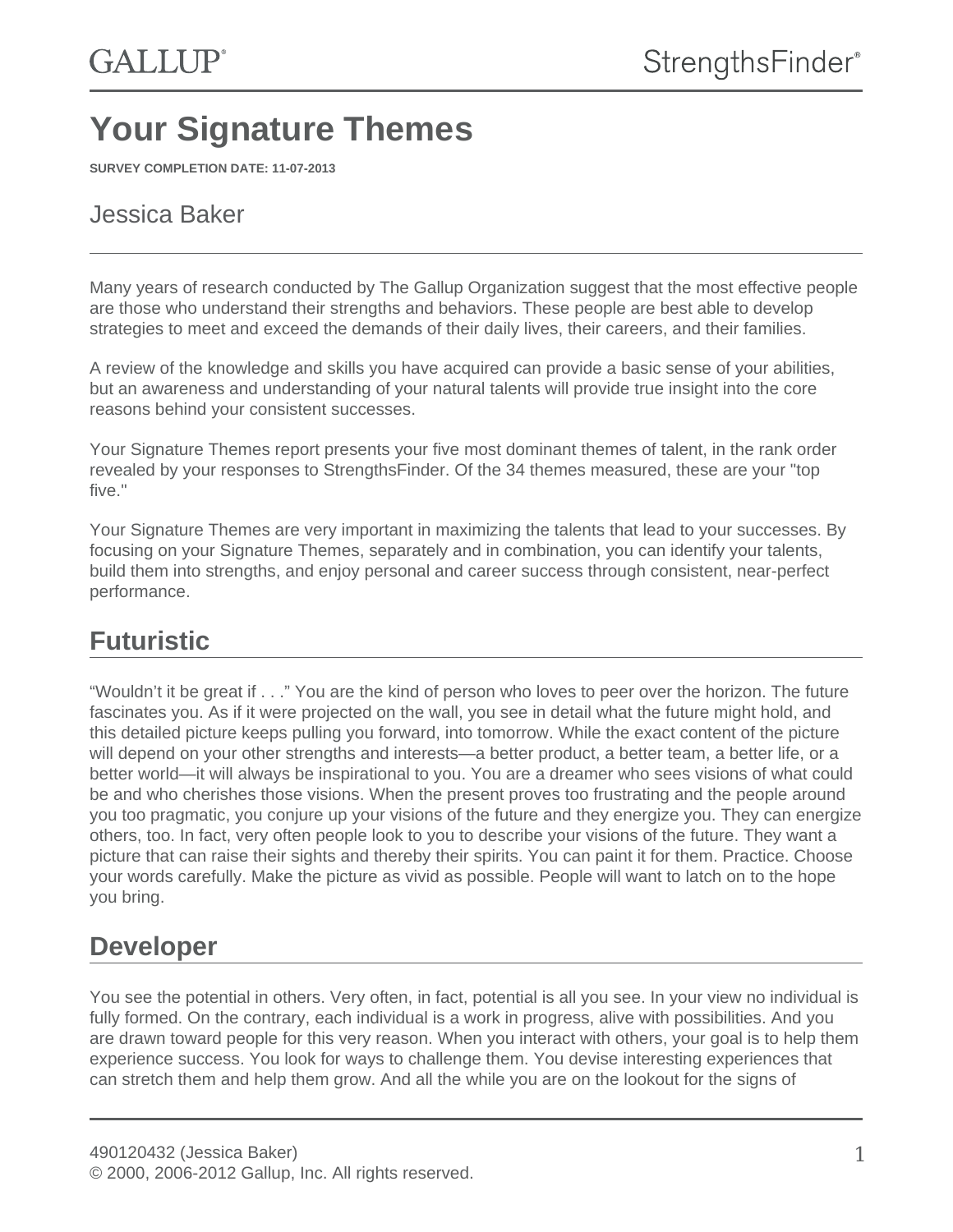# Your Signature Themes

**SURVEY COMPLETION DATE: 11-07-2013**

## Jessica Baker

Many years of research conducted by The Gallup Organization suggest that the most effective people are those who understand their strengths and behaviors. These people are best able to develop strategies to meet and exceed the demands of their daily lives, their careers, and their families.

A review of the knowledge and skills you have acquired can provide a basic sense of your abilities, but an awareness and understanding of your natural talents will provide true insight into the core reasons behind your consistent successes.

Your Signature Themes report presents your five most dominant themes of talent, in the rank order revealed by your responses to StrengthsFinder. Of the 34 themes measured, these are your "top five."

Your Signature Themes are very important in maximizing the talents that lead to your successes. By focusing on your Signature Themes, separately and in combination, you can identify your talents, build them into strengths, and enjoy personal and career success through consistent, near-perfect performance.

## Futuristic

“Wouldn’t it be great if . . .” You are the kind of person who loves to peer over the horizon. The future fascinates you. As if it were projected on the wall, you see in detail what the future might hold, and this detailed picture keeps pulling you forward, into tomorrow. While the exact content of the picture will depend on your other strengths and interests—a better product, a better team, a better life, or a better world—it will always be inspirational to you. You are a dreamer who sees visions of what could be and who cherishes those visions. When the present proves too frustrating and the people around you too pragmatic, you conjure up your visions of the future and they energize you. They can energize others, too. In fact, very often people look to you to describe your visions of the future. They want a picture that can raise their sights and thereby their spirits. You can paint it for them. Practice. Choose your words carefully. Make the picture as vivid as possible. People will want to latch on to the hope you bring.

## Developer

You see the potential in others. Very often, in fact, potential is all you see. In your view no individual is fully formed. On the contrary, each individual is a work in progress, alive with possibilities. And you are drawn toward people for this very reason. When you interact with others, your goal is to help them experience success. You look for ways to challenge them. You devise interesting experiences that can stretch them and help them grow. And all the while you are on the lookout for the signs of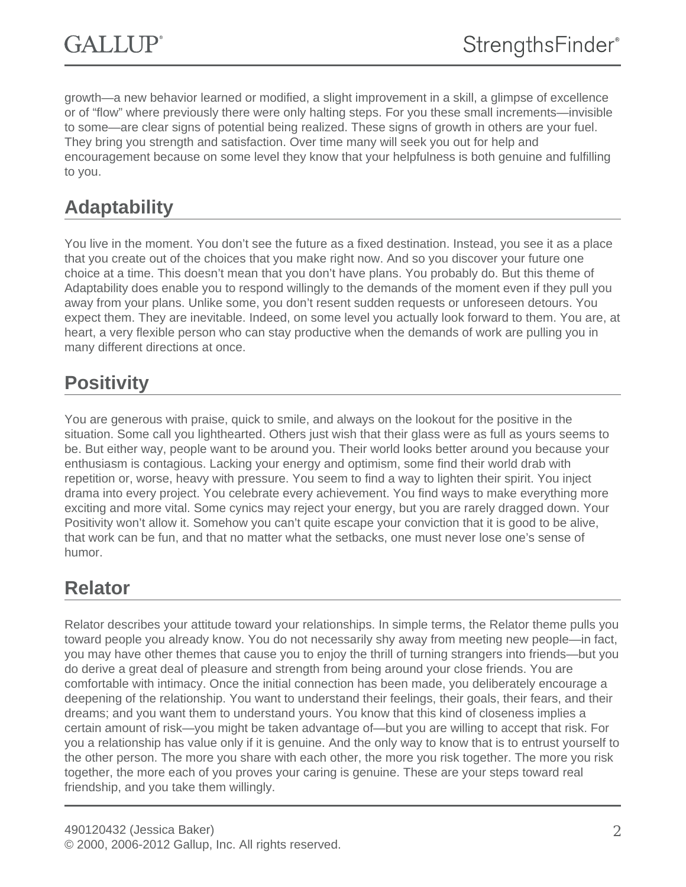growth—a new behavior learned or modified, a slight improvement in a skill, a glimpse of excellence or of "flow" where previously there were only halting steps. For you these small increments—invisible to some—are clear signs of potential being realized. These signs of growth in others are your fuel. They bring you strength and satisfaction. Over time many will seek you out for help and encouragement because on some level they know that your helpfulness is both genuine and fulfilling to you.

## Adaptability

You live in the moment. You don't see the future as a fixed destination. Instead, you see it as a place that you create out of the choices that you make right now. And so you discover your future one choice at a time. This doesn't mean that you don't have plans. You probably do. But this theme of Adaptability does enable you to respond willingly to the demands of the moment even if they pull you away from your plans. Unlike some, you don't resent sudden requests or unforeseen detours. You expect them. They are inevitable. Indeed, on some level you actually look forward to them. You are, at heart, a very flexible person who can stay productive when the demands of work are pulling you in many different directions at once.

## Positivity

You are generous with praise, quick to smile, and always on the lookout for the positive in the situation. Some call you lighthearted. Others just wish that their glass were as full as yours seems to be. But either way, people want to be around you. Their world looks better around you because your enthusiasm is contagious. Lacking your energy and optimism, some find their world drab with repetition or, worse, heavy with pressure. You seem to find a way to lighten their spirit. You inject drama into every project. You celebrate every achievement. You find ways to make everything more exciting and more vital. Some cynics may reject your energy, but you are rarely dragged down. Your Positivity won't allow it. Somehow you can't quite escape your conviction that it is good to be alive, that work can be fun, and that no matter what the setbacks, one must never lose one's sense of humor.

## Relator

Relator describes your attitude toward your relationships. In simple terms, the Relator theme pulls you toward people you already know. You do not necessarily shy away from meeting new people—in fact, you may have other themes that cause you to enjoy the thrill of turning strangers into friends—but you do derive a great deal of pleasure and strength from being around your close friends. You are comfortable with intimacy. Once the initial connection has been made, you deliberately encourage a deepening of the relationship. You want to understand their feelings, their goals, their fears, and their dreams; and you want them to understand yours. You know that this kind of closeness implies a certain amount of risk—you might be taken advantage of—but you are willing to accept that risk. For you a relationship has value only if it is genuine. And the only way to know that is to entrust yourself to the other person. The more you share with each other, the more you risk together. The more you risk together, the more each of you proves your caring is genuine. These are your steps toward real friendship, and you take them willingly.